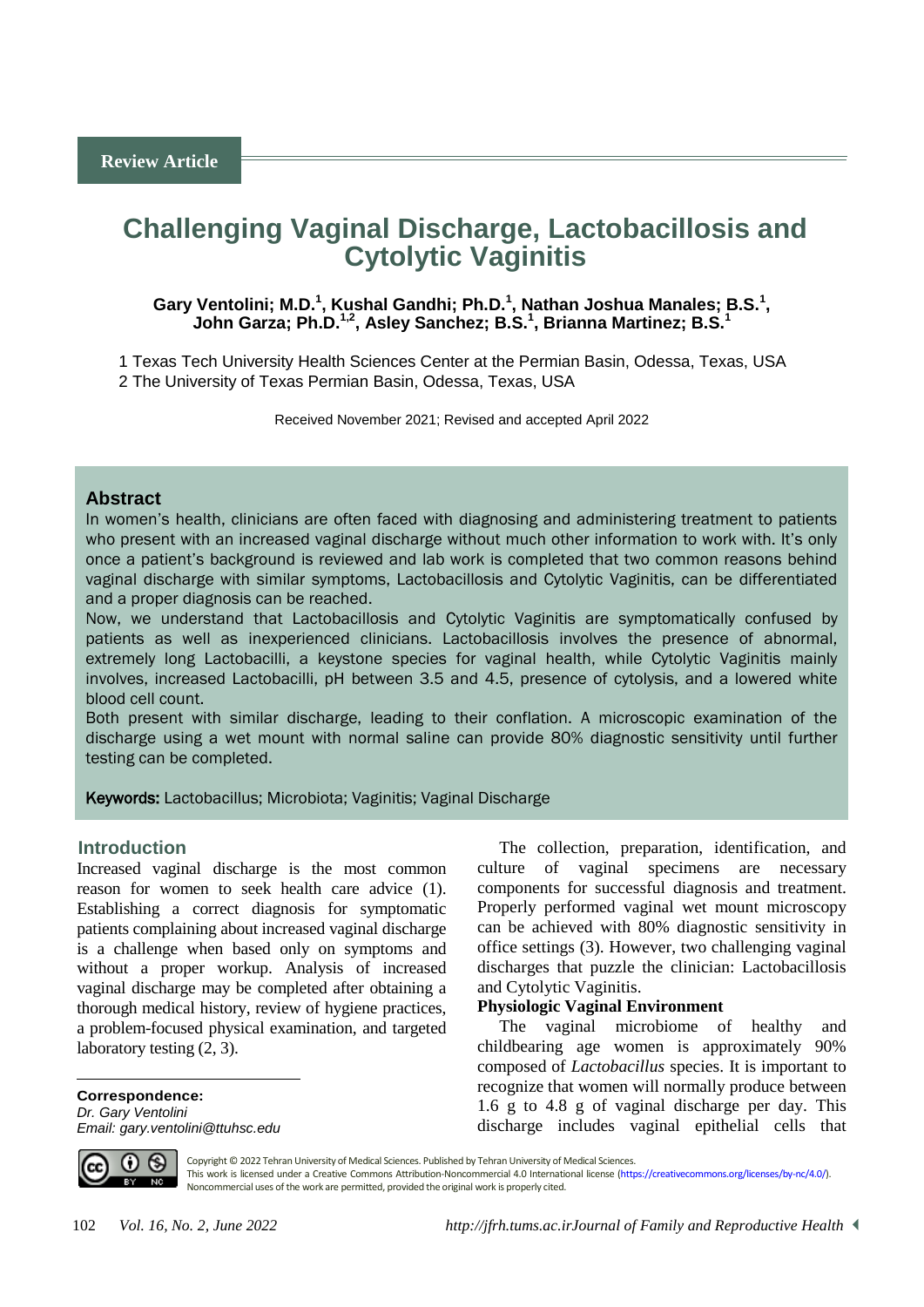Review Article

# Challenging Vaginal Discharge, Lactobacillosis and Cytolytic Vaginitis

**Gary Ventolini; M.D.[1], Kushal Gandhi; Ph.D.[1], Nathan Joshua Manales; B.S.[1], John Garza; Ph.D.[1,2], Asley Sanchez; B.S.[1], Brianna Martinez; B.S.[1]**

1 Texas Tech University Health Sciences Center at the Permian Basin, Odessa, Texas, USA
2 The University of Texas Permian Basin, Odessa, Texas, USA

Received November 2021; Revised and accepted April 2022

## Abstract

In women's health, clinicians are often faced with diagnosing and administering treatment to patients who present with an increased vaginal discharge without much other information to work with. It's only once a patient's background is reviewed and lab work is completed that two common reasons behind vaginal discharge with similar symptoms, Lactobacillosis and Cytolytic Vaginitis, can be differentiated and a proper diagnosis can be reached.

Now, we understand that Lactobacillosis and Cytolytic Vaginitis are symptomatically confused by patients as well as inexperienced clinicians. Lactobacillosis involves the presence of abnormal, extremely long Lactobacilli, a keystone species for vaginal health, while Cytolytic Vaginitis mainly involves, increased Lactobacilli, pH between 3.5 and 4.5, presence of cytolysis, and a lowered white blood cell count.

Both present with similar discharge, leading to their conflation. A microscopic examination of the discharge using a wet mount with normal saline can provide 80% diagnostic sensitivity until further testing can be completed.

**Keywords:** Lactobacillus; Microbiota; Vaginitis; Vaginal Discharge

## Introduction

Increased vaginal discharge is the most common reason for women to seek health care advice (1). Establishing a correct diagnosis for symptomatic patients complaining about increased vaginal discharge is a challenge when based only on symptoms and without a proper workup. Analysis of increased vaginal discharge may be completed after obtaining a thorough medical history, review of hygiene practices, a problem-focused physical examination, and targeted laboratory testing (2, 3).

The collection, preparation, identification, and culture of vaginal specimens are necessary components for successful diagnosis and treatment. Properly performed vaginal wet mount microscopy can be achieved with 80% diagnostic sensitivity in office settings (3). However, two challenging vaginal discharges that puzzle the clinician: Lactobacillosis and Cytolytic Vaginitis.

### Physiologic Vaginal Environment

The vaginal microbiome of healthy and childbearing age women is approximately 90% composed of *Lactobacillus* species. It is important to recognize that women will normally produce between 1.6 g to 4.8 g of vaginal discharge per day. This discharge includes vaginal epithelial cells that

**Correspondence:**
*Dr. Gary Ventolini*
*Email: gary.ventolini@ttuhsc.edu*

Copyright © 2022 Tehran University of Medical Sciences. Published by Tehran University of Medical Sciences.
This work is licensed under a Creative Commons Attribution-Noncommercial 4.0 International license (https://creativecommons.org/licenses/by-nc/4.0/). Noncommercial uses of the work are permitted, provided the original work is properly cited.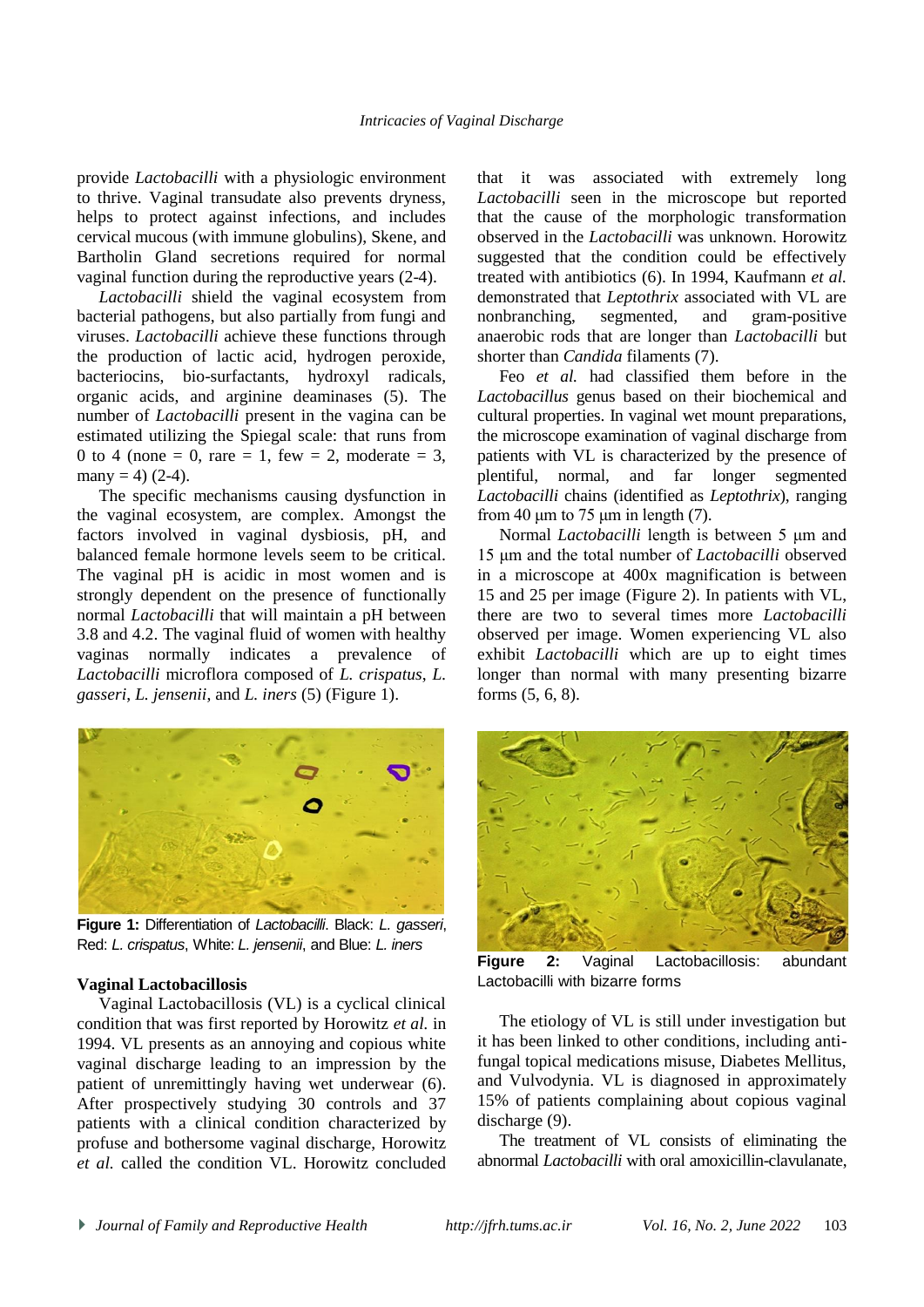provide *Lactobacilli* with a physiologic environment to thrive. Vaginal transudate also prevents dryness, helps to protect against infections, and includes cervical mucous (with immune globulins), Skene, and Bartholin Gland secretions required for normal vaginal function during the reproductive years (2-4).

*Lactobacilli* shield the vaginal ecosystem from bacterial pathogens, but also partially from fungi and viruses. *Lactobacilli* achieve these functions through the production of lactic acid, hydrogen peroxide, bacteriocins, bio-surfactants, hydroxyl radicals, organic acids, and arginine deaminases (5). The number of *Lactobacilli* present in the vagina can be estimated utilizing the Spiegal scale: that runs from 0 to 4 (none = 0, rare = 1, few = 2, moderate = 3, many = 4) (2-4).

The specific mechanisms causing dysfunction in the vaginal ecosystem, are complex. Amongst the factors involved in vaginal dysbiosis, pH, and balanced female hormone levels seem to be critical. The vaginal pH is acidic in most women and is strongly dependent on the presence of functionally normal *Lactobacilli* that will maintain a pH between 3.8 and 4.2. The vaginal fluid of women with healthy vaginas normally indicates a prevalence of *Lactobacilli* microflora composed of *L. crispatus*, *L. gasseri*, *L. jensenii*, and *L. iners* (5) (Figure 1).

**Figure 1:** Differentiation of *Lactobacilli*. Black: *L. gasseri*, Red: *L. crispatus*, White: *L. jensenii*, and Blue: *L. iners*

**Vaginal Lactobacillosis**

Vaginal Lactobacillosis (VL) is a cyclical clinical condition that was first reported by Horowitz *et al.* in 1994. VL presents as an annoying and copious white vaginal discharge leading to an impression by the patient of unremittingly having wet underwear (6). After prospectively studying 30 controls and 37 patients with a clinical condition characterized by profuse and bothersome vaginal discharge, Horowitz *et al.* called the condition VL. Horowitz concluded that it was associated with extremely long *Lactobacilli* seen in the microscope but reported that the cause of the morphologic transformation observed in the *Lactobacilli* was unknown. Horowitz suggested that the condition could be effectively treated with antibiotics (6). In 1994, Kaufmann *et al.* demonstrated that *Leptothrix* associated with VL are nonbranching, segmented, and gram-positive anaerobic rods that are longer than *Lactobacilli* but shorter than *Candida* filaments (7).

Feo *et al.* had classified them before in the *Lactobacillus* genus based on their biochemical and cultural properties. In vaginal wet mount preparations, the microscope examination of vaginal discharge from patients with VL is characterized by the presence of plentiful, normal, and far longer segmented *Lactobacilli* chains (identified as *Leptothrix*), ranging from 40 µm to 75 µm in length (7).

Normal *Lactobacilli* length is between 5 µm and 15 µm and the total number of *Lactobacilli* observed in a microscope at 400x magnification is between 15 and 25 per image (Figure 2). In patients with VL, there are two to several times more *Lactobacilli* observed per image. Women experiencing VL also exhibit *Lactobacilli* which are up to eight times longer than normal with many presenting bizarre forms (5, 6, 8).

**Figure 2:** Vaginal Lactobacillosis: abundant Lactobacilli with bizarre forms

The etiology of VL is still under investigation but it has been linked to other conditions, including anti-fungal topical medications misuse, Diabetes Mellitus, and Vulvodynia. VL is diagnosed in approximately 15% of patients complaining about copious vaginal discharge (9).

The treatment of VL consists of eliminating the abnormal *Lactobacilli* with oral amoxicillin-clavulanate,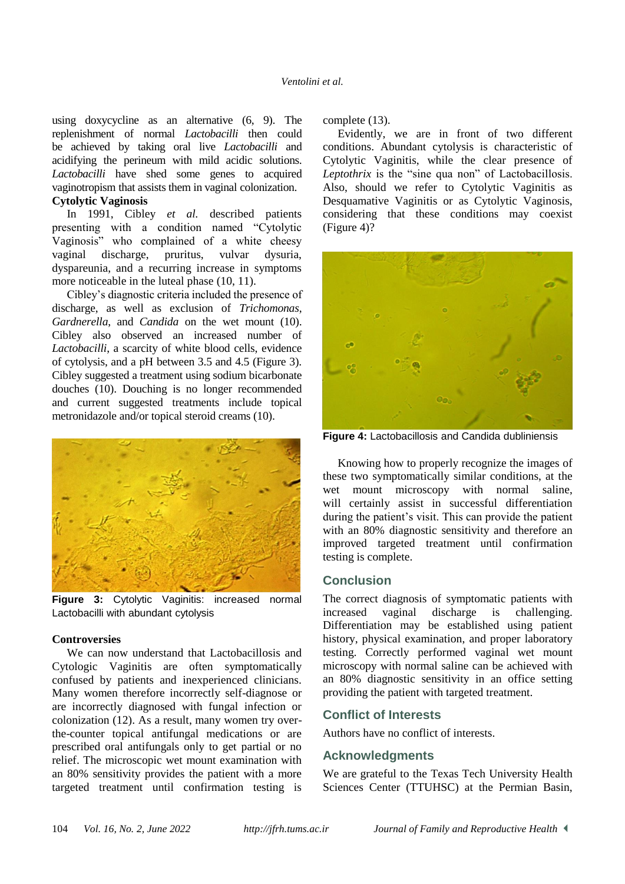using doxycycline as an alternative (6, 9). The replenishment of normal *Lactobacilli* then could be achieved by taking oral live *Lactobacilli* and acidifying the perineum with mild acidic solutions. *Lactobacilli* have shed some genes to acquired vaginotropism that assists them in vaginal colonization.

**Cytolytic Vaginosis**

In 1991, Cibley *et al.* described patients presenting with a condition named "Cytolytic Vaginosis" who complained of a white cheesy vaginal discharge, pruritus, vulvar dysuria, dyspareunia, and a recurring increase in symptoms more noticeable in the luteal phase (10, 11).

Cibley's diagnostic criteria included the presence of discharge, as well as exclusion of *Trichomonas*, *Gardnerella*, and *Candida* on the wet mount (10). Cibley also observed an increased number of *Lactobacilli*, a scarcity of white blood cells, evidence of cytolysis, and a pH between 3.5 and 4.5 (Figure 3). Cibley suggested a treatment using sodium bicarbonate douches (10). Douching is no longer recommended and current suggested treatments include topical metronidazole and/or topical steroid creams (10).

**Figure 3:** Cytolytic Vaginitis: increased normal Lactobacilli with abundant cytolysis

**Controversies**

We can now understand that Lactobacillosis and Cytologic Vaginitis are often symptomatically confused by patients and inexperienced clinicians. Many women therefore incorrectly self-diagnose or are incorrectly diagnosed with fungal infection or colonization (12). As a result, many women try over-the-counter topical antifungal medications or are prescribed oral antifungals only to get partial or no relief. The microscopic wet mount examination with an 80% sensitivity provides the patient with a more targeted treatment until confirmation testing is complete (13).

Evidently, we are in front of two different conditions. Abundant cytolysis is characteristic of Cytolytic Vaginitis, while the clear presence of *Leptothrix* is the "sine qua non" of Lactobacillosis. Also, should we refer to Cytolytic Vaginitis as Desquamative Vaginitis or as Cytolytic Vaginosis, considering that these conditions may coexist (Figure 4)?

**Figure 4:** Lactobacillosis and Candida dubliniensis

Knowing how to properly recognize the images of these two symptomatically similar conditions, at the wet mount microscopy with normal saline, will certainly assist in successful differentiation during the patient's visit. This can provide the patient with an 80% diagnostic sensitivity and therefore an improved targeted treatment until confirmation testing is complete.

## Conclusion

The correct diagnosis of symptomatic patients with increased vaginal discharge is challenging. Differentiation may be established using patient history, physical examination, and proper laboratory testing. Correctly performed vaginal wet mount microscopy with normal saline can be achieved with an 80% diagnostic sensitivity in an office setting providing the patient with targeted treatment.

## Conflict of Interests

Authors have no conflict of interests.

## Acknowledgments

We are grateful to the Texas Tech University Health Sciences Center (TTUHSC) at the Permian Basin,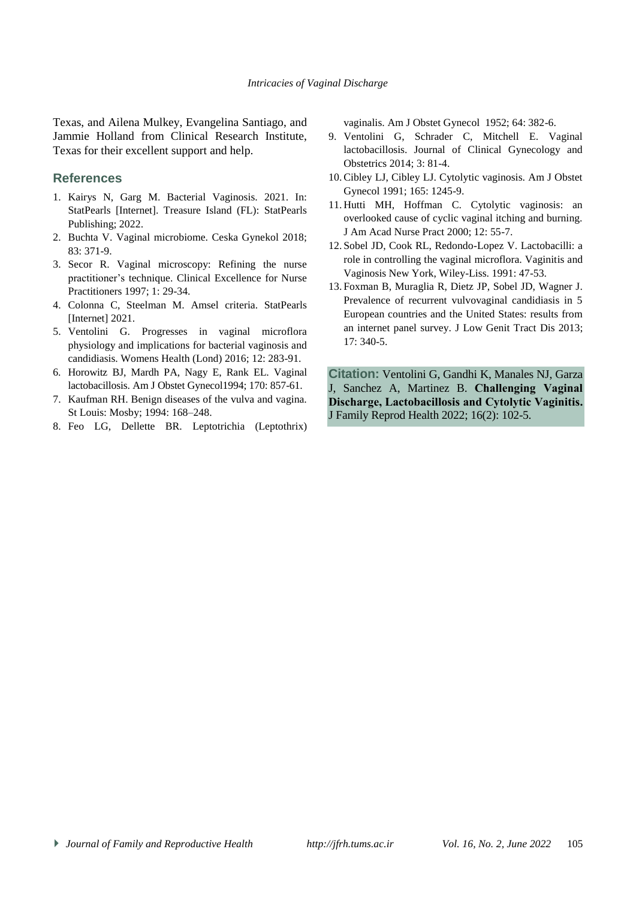Texas, and Ailena Mulkey, Evangelina Santiago, and Jammie Holland from Clinical Research Institute, Texas for their excellent support and help.

## References

1. Kairys N, Garg M. Bacterial Vaginosis. 2021. In: StatPearls [Internet]. Treasure Island (FL): StatPearls Publishing; 2022.
2. Buchta V. Vaginal microbiome. Ceska Gynekol 2018; 83: 371-9.
3. Secor R. Vaginal microscopy: Refining the nurse practitioner's technique. Clinical Excellence for Nurse Practitioners 1997; 1: 29-34.
4. Colonna C, Steelman M. Amsel criteria. StatPearls [Internet] 2021.
5. Ventolini G. Progresses in vaginal microflora physiology and implications for bacterial vaginosis and candidiasis. Womens Health (Lond) 2016; 12: 283-91.
6. Horowitz BJ, Mardh PA, Nagy E, Rank EL. Vaginal lactobacillosis. Am J Obstet Gynecol1994; 170: 857-61.
7. Kaufman RH. Benign diseases of the vulva and vagina. St Louis: Mosby; 1994: 168–248.
8. Feo LG, Dellette BR. Leptotrichia (Leptothrix) vaginalis. Am J Obstet Gynecol 1952; 64: 382-6.
9. Ventolini G, Schrader C, Mitchell E. Vaginal lactobacillosis. Journal of Clinical Gynecology and Obstetrics 2014; 3: 81-4.
10. Cibley LJ, Cibley LJ. Cytolytic vaginosis. Am J Obstet Gynecol 1991; 165: 1245-9.
11. Hutti MH, Hoffman C. Cytolytic vaginosis: an overlooked cause of cyclic vaginal itching and burning. J Am Acad Nurse Pract 2000; 12: 55-7.
12. Sobel JD, Cook RL, Redondo-Lopez V. Lactobacilli: a role in controlling the vaginal microflora. Vaginitis and Vaginosis New York, Wiley-Liss. 1991: 47-53.
13. Foxman B, Muraglia R, Dietz JP, Sobel JD, Wagner J. Prevalence of recurrent vulvovaginal candidiasis in 5 European countries and the United States: results from an internet panel survey. J Low Genit Tract Dis 2013; 17: 340-5.

**Citation:** Ventolini G, Gandhi K, Manales NJ, Garza J, Sanchez A, Martinez B. **Challenging Vaginal Discharge, Lactobacillosis and Cytolytic Vaginitis.** J Family Reprod Health 2022; 16(2): 102-5.